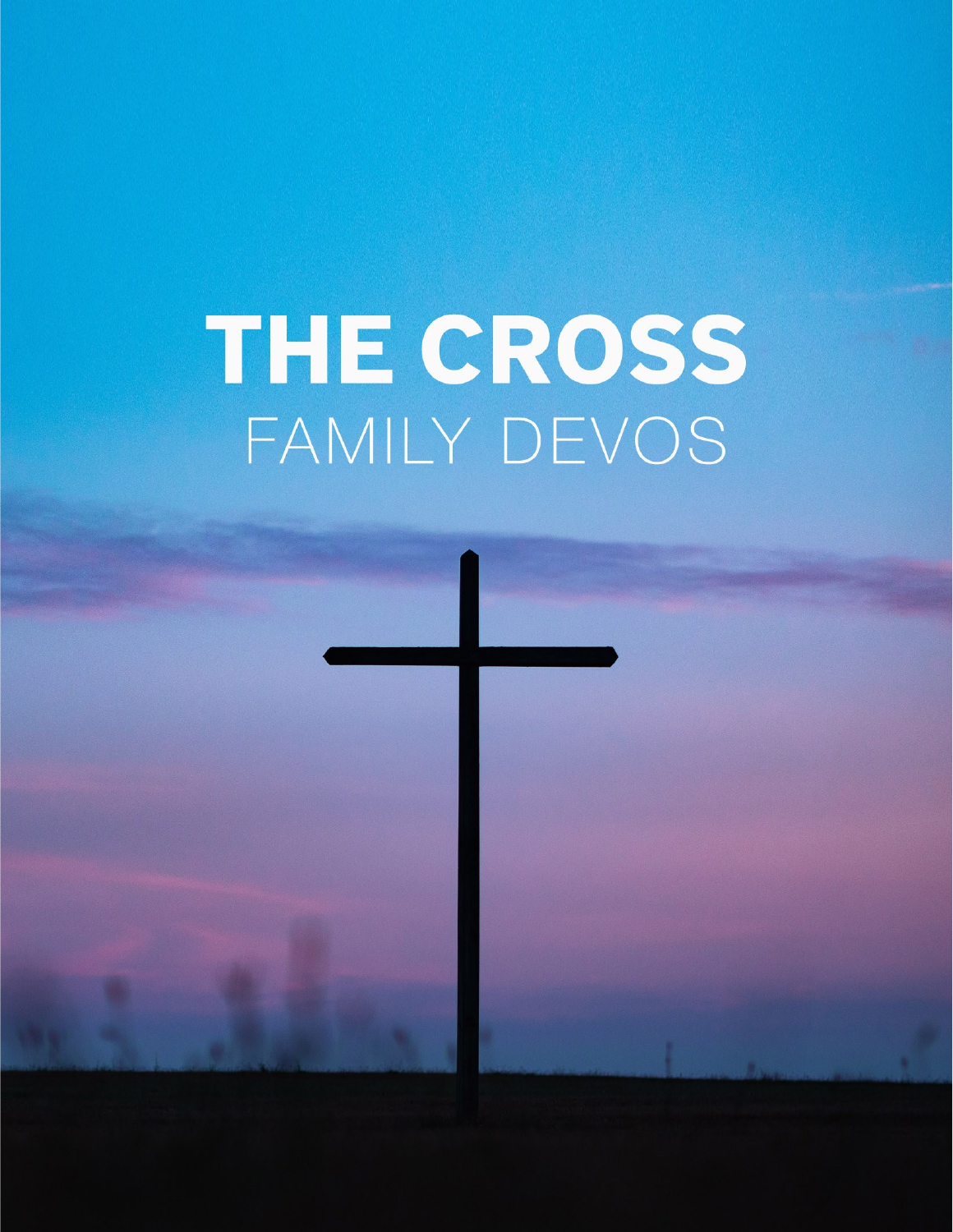# THE CROSS

## FAMILY DEVOS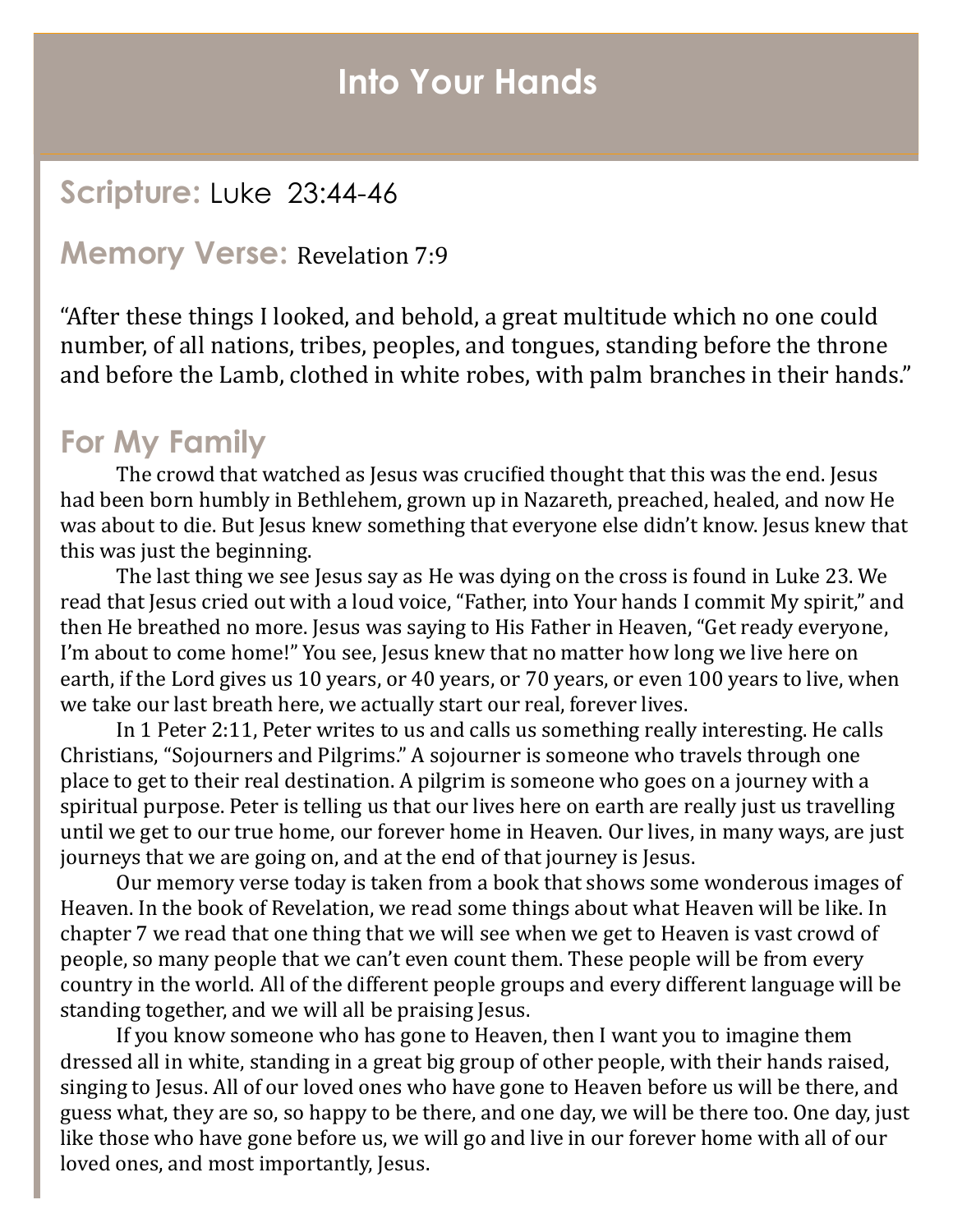# Into Your Hands

## Scripture: Luke 23:44-46

## Memory Verse: Revelation 7:9

"After these things I looked, and behold, a great multitude which no one could number, of all nations, tribes, peoples, and tongues, standing before the throne and before the Lamb, clothed in white robes, with palm branches in their hands."

## For My Family

The crowd that watched as Jesus was crucified thought that this was the end. Jesus had been born humbly in Bethlehem, grown up in Nazareth, preached, healed, and now He was about to die. But Jesus knew something that everyone else didn't know. Jesus knew that this was just the beginning.

The last thing we see Jesus say as He was dying on the cross is found in Luke 23. We read that Jesus cried out with a loud voice, "Father, into Your hands I commit My spirit," and then He breathed no more. Jesus was saying to His Father in Heaven, "Get ready everyone, I'm about to come home!" You see, Jesus knew that no matter how long we live here on earth, if the Lord gives us 10 years, or 40 years, or 70 years, or even 100 years to live, when we take our last breath here, we actually start our real, forever lives.

In 1 Peter 2:11, Peter writes to us and calls us something really interesting. He calls Christians, "Sojourners and Pilgrims." A sojourner is someone who travels through one place to get to their real destination. A pilgrim is someone who goes on a journey with a spiritual purpose. Peter is telling us that our lives here on earth are really just us travelling until we get to our true home, our forever home in Heaven. Our lives, in many ways, are just journeys that we are going on, and at the end of that journey is Jesus.

Our memory verse today is taken from a book that shows some wonderous images of Heaven. In the book of Revelation, we read some things about what Heaven will be like. In chapter 7 we read that one thing that we will see when we get to Heaven is vast crowd of people, so many people that we can't even count them. These people will be from every country in the world. All of the different people groups and every different language will be standing together, and we will all be praising Jesus.

If you know someone who has gone to Heaven, then I want you to imagine them dressed all in white, standing in a great big group of other people, with their hands raised, singing to Jesus. All of our loved ones who have gone to Heaven before us will be there, and guess what, they are so, so happy to be there, and one day, we will be there too. One day, just like those who have gone before us, we will go and live in our forever home with all of our loved ones, and most importantly, Jesus.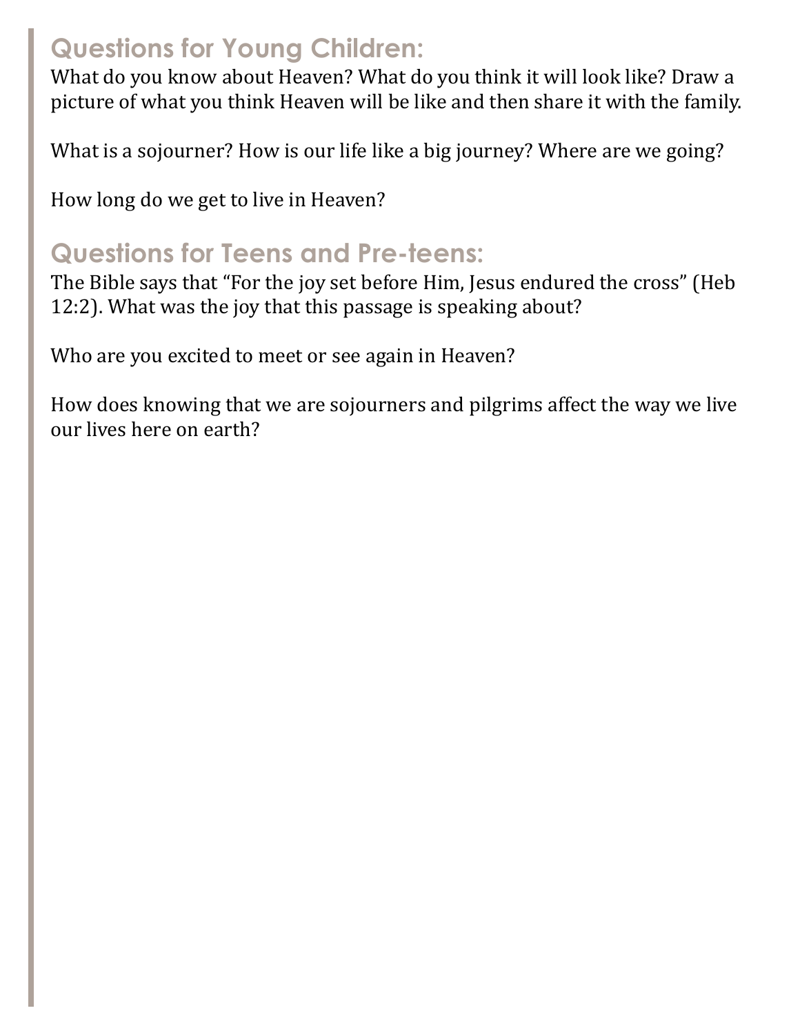## Questions for Young Children:

What do you know about Heaven? What do you think it will look like? Draw a picture of what you think Heaven will be like and then share it with the family.

What is a sojourner? How is our life like a big journey? Where are we going?

How long do we get to live in Heaven?

## Questions for Teens and Pre-teens:

The Bible says that "For the joy set before Him, Jesus endured the cross" (Heb 12:2). What was the joy that this passage is speaking about?

Who are you excited to meet or see again in Heaven?

How does knowing that we are sojourners and pilgrims affect the way we live our lives here on earth?